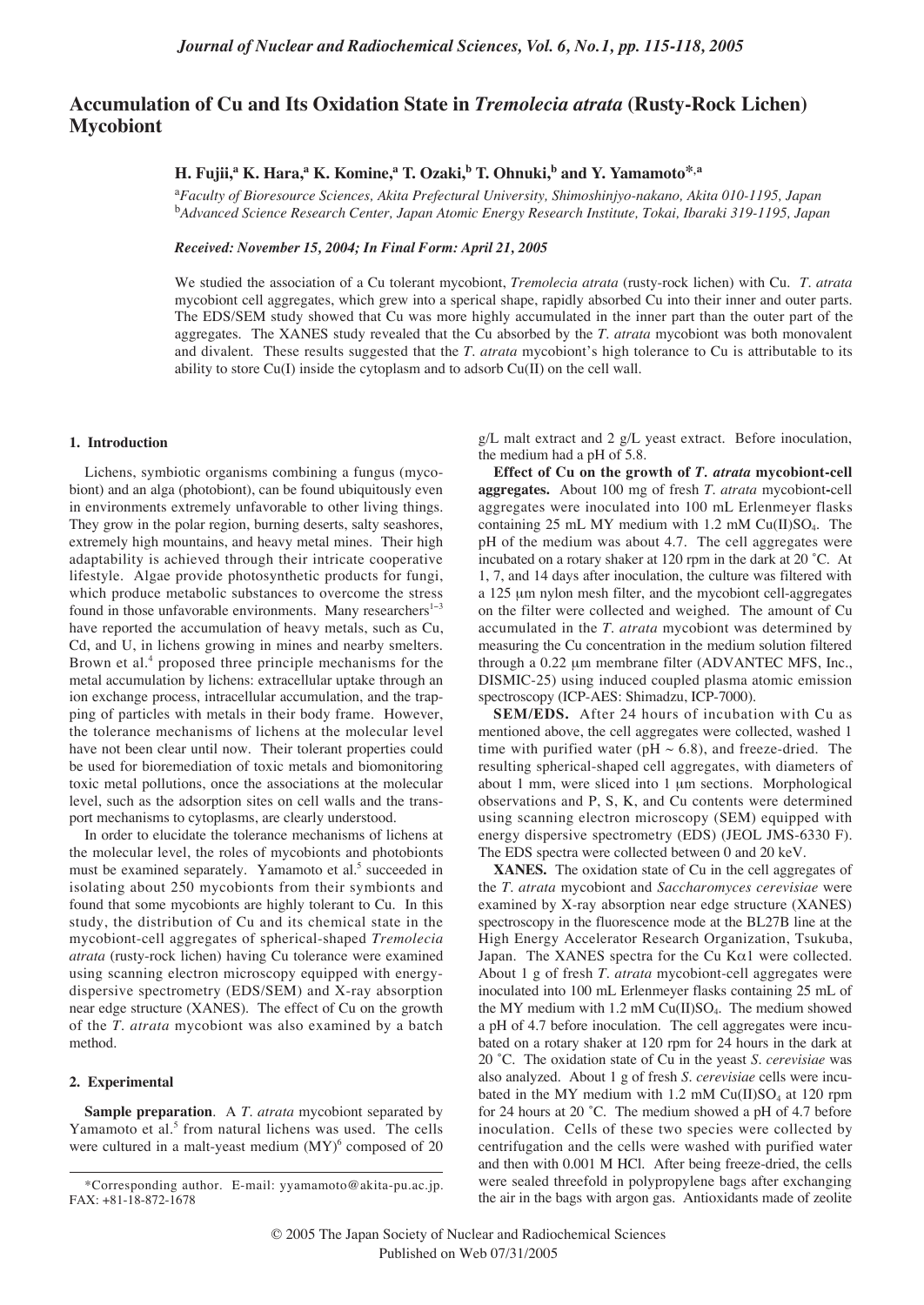# Accumulation of Cu and Its Oxidation State in *Tremolecia atrata* (Rusty-Rock Lichen) Mycobiont

**H. Fujii,[a] K. Hara,[a] K. Komine,[a] T. Ozaki,[b] T. Ohnuki,[b] and Y. Yamamoto*,[a]**

[a]*Faculty of Bioresource Sciences, Akita Prefectural University, Shimoshinjyo-nakano, Akita 010-1195, Japan*
[b]*Advanced Science Research Center, Japan Atomic Energy Research Institute, Tokai, Ibaraki 319-1195, Japan*

*Received: November 15, 2004; In Final Form: April 21, 2005*

We studied the association of a Cu tolerant mycobiont, *Tremolecia atrata* (rusty-rock lichen) with Cu. *T. atrata* mycobiont cell aggregates, which grew into a sperical shape, rapidly absorbed Cu into their inner and outer parts. The EDS/SEM study showed that Cu was more highly accumulated in the inner part than the outer part of the aggregates. The XANES study revealed that the Cu absorbed by the *T. atrata* mycobiont was both monovalent and divalent. These results suggested that the *T. atrata* mycobiont's high tolerance to Cu is attributable to its ability to store Cu(I) inside the cytoplasm and to adsorb Cu(II) on the cell wall.

## 1. Introduction

Lichens, symbiotic organisms combining a fungus (mycobiont) and an alga (photobiont), can be found ubiquitously even in environments extremely unfavorable to other living things. They grow in the polar region, burning deserts, salty seashores, extremely high mountains, and heavy metal mines. Their high adaptability is achieved through their intricate cooperative lifestyle. Algae provide photosynthetic products for fungi, which produce metabolic substances to overcome the stress found in those unfavorable environments. Many researchers[1–3] have reported the accumulation of heavy metals, such as Cu, Cd, and U, in lichens growing in mines and nearby smelters. Brown et al.[4] proposed three principle mechanisms for the metal accumulation by lichens: extracellular uptake through an ion exchange process, intracellular accumulation, and the trapping of particles with metals in their body frame. However, the tolerance mechanisms of lichens at the molecular level have not been clear until now. Their tolerant properties could be used for bioremediation of toxic metals and biomonitoring toxic metal pollutions, once the associations at the molecular level, such as the adsorption sites on cell walls and the transport mechanisms to cytoplasms, are clearly understood.

In order to elucidate the tolerance mechanisms of lichens at the molecular level, the roles of mycobionts and photobionts must be examined separately. Yamamoto et al.[5] succeeded in isolating about 250 mycobionts from their symbionts and found that some mycobionts are highly tolerant to Cu. In this study, the distribution of Cu and its chemical state in the mycobiont-cell aggregates of spherical-shaped *Tremolecia atrata* (rusty-rock lichen) having Cu tolerance were examined using scanning electron microscopy equipped with energy-dispersive spectrometry (EDS/SEM) and X-ray absorption near edge structure (XANES). The effect of Cu on the growth of the *T. atrata* mycobiont was also examined by a batch method.

## 2. Experimental

**Sample preparation**. A *T. atrata* mycobiont separated by Yamamoto et al.[5] from natural lichens was used. The cells were cultured in a malt-yeast medium (MY)[6] composed of 20 g/L malt extract and 2 g/L yeast extract. Before inoculation, the medium had a pH of 5.8.

**Effect of Cu on the growth of *T. atrata* mycobiont-cell aggregates.** About 100 mg of fresh *T. atrata* mycobiont-cell aggregates were inoculated into 100 mL Erlenmeyer flasks containing 25 mL MY medium with 1.2 mM Cu(II)$SO_4$. The pH of the medium was about 4.7. The cell aggregates were incubated on a rotary shaker at 120 rpm in the dark at 20 ˚C. At 1, 7, and 14 days after inoculation, the culture was filtered with a 125 μm nylon mesh filter, and the mycobiont cell-aggregates on the filter were collected and weighed. The amount of Cu accumulated in the *T. atrata* mycobiont was determined by measuring the Cu concentration in the medium solution filtered through a 0.22 μm membrane filter (ADVANTEC MFS, Inc., DISMIC-25) using induced coupled plasma atomic emission spectroscopy (ICP-AES: Shimadzu, ICP-7000).

**SEM/EDS.** After 24 hours of incubation with Cu as mentioned above, the cell aggregates were collected, washed 1 time with purified water (pH ~ 6.8), and freeze-dried. The resulting spherical-shaped cell aggregates, with diameters of about 1 mm, were sliced into 1 μm sections. Morphological observations and P, S, K, and Cu contents were determined using scanning electron microscopy (SEM) equipped with energy dispersive spectrometry (EDS) (JEOL JMS-6330 F). The EDS spectra were collected between 0 and 20 keV.

**XANES.** The oxidation state of Cu in the cell aggregates of the *T. atrata* mycobiont and *Saccharomyces cerevisiae* were examined by X-ray absorption near edge structure (XANES) spectroscopy in the fluorescence mode at the BL27B line at the High Energy Accelerator Research Organization, Tsukuba, Japan. The XANES spectra for the Cu K$\alpha$1 were collected. About 1 g of fresh *T. atrata* mycobiont-cell aggregates were inoculated into 100 mL Erlenmeyer flasks containing 25 mL of the MY medium with 1.2 mM Cu(II)$SO_4$. The medium showed a pH of 4.7 before inoculation. The cell aggregates were incubated on a rotary shaker at 120 rpm for 24 hours in the dark at 20 ˚C. The oxidation state of Cu in the yeast *S. cerevisiae* was also analyzed. About 1 g of fresh *S. cerevisiae* cells were incubated in the MY medium with 1.2 mM Cu(II)$SO_4$ at 120 rpm for 24 hours at 20 ˚C. The medium showed a pH of 4.7 before inoculation. Cells of these two species were collected by centrifugation and the cells were washed with purified water and then with 0.001 M HCl. After being freeze-dried, the cells were sealed threefold in polypropylene bags after exchanging the air in the bags with argon gas. Antioxidants made of zeolite

*Corresponding author. E-mail: yyamamoto@akita-pu.ac.jp. FAX: +81-18-872-1678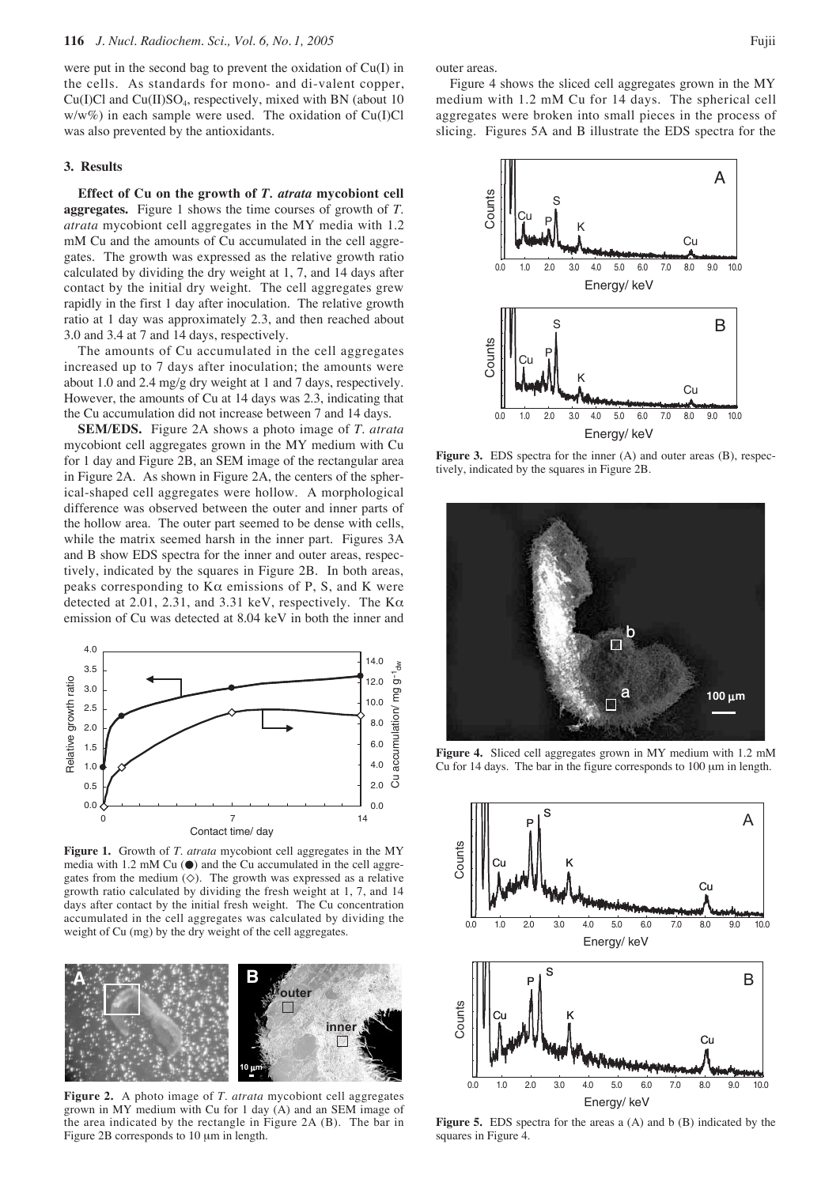were put in the second bag to prevent the oxidation of Cu(I) in the cells. As standards for mono- and di-valent copper, Cu(I)Cl and $Cu(II)SO_4$, respectively, mixed with BN (about 10 w/w%) in each sample were used. The oxidation of Cu(I)Cl was also prevented by the antioxidants.

## 3. Results

**Effect of Cu on the growth of *T. atrata* mycobiont cell aggregates.** Figure 1 shows the time courses of growth of *T. atrata* mycobiont cell aggregates in the MY media with 1.2 mM Cu and the amounts of Cu accumulated in the cell aggregates. The growth was expressed as the relative growth ratio calculated by dividing the dry weight at 1, 7, and 14 days after contact by the initial dry weight. The cell aggregates grew rapidly in the first 1 day after inoculation. The relative growth ratio at 1 day was approximately 2.3, and then reached about 3.0 and 3.4 at 7 and 14 days, respectively.

The amounts of Cu accumulated in the cell aggregates increased up to 7 days after inoculation; the amounts were about 1.0 and 2.4 mg/g dry weight at 1 and 7 days, respectively. However, the amounts of Cu at 14 days was 2.3, indicating that the Cu accumulation did not increase between 7 and 14 days.

**SEM/EDS.** Figure 2A shows a photo image of *T. atrata* mycobiont cell aggregates grown in the MY medium with Cu for 1 day and Figure 2B, an SEM image of the rectangular area in Figure 2A. As shown in Figure 2A, the centers of the spherical-shaped cell aggregates were hollow. A morphological difference was observed between the outer and inner parts of the hollow area. The outer part seemed to be dense with cells, while the matrix seemed harsh in the inner part. Figures 3A and B show EDS spectra for the inner and outer areas, respectively, indicated by the squares in Figure 2B. In both areas, peaks corresponding to Kα emissions of P, S, and K were detected at 2.01, 2.31, and 3.31 keV, respectively. The Kα emission of Cu was detected at 8.04 keV in both the inner and outer areas.

**Figure 1.** Growth of *T. atrata* mycobiont cell aggregates in the MY media with 1.2 mM Cu (●) and the Cu accumulated in the cell aggregates from the medium (◇). The growth was expressed as a relative growth ratio calculated by dividing the fresh weight at 1, 7, and 14 days after contact by the initial fresh weight. The Cu concentration accumulated in the cell aggregates was calculated by dividing the weight of Cu (mg) by the dry weight of the cell aggregates.

**Figure 2.** A photo image of *T. atrata* mycobiont cell aggregates grown in MY medium with Cu for 1 day (A) and an SEM image of the area indicated by the rectangle in Figure 2A (B). The bar in Figure 2B corresponds to 10 μm in length.

Figure 4 shows the sliced cell aggregates grown in the MY medium with 1.2 mM Cu for 14 days. The spherical cell aggregates were broken into small pieces in the process of slicing. Figures 5A and B illustrate the EDS spectra for the

**Figure 3.** EDS spectra for the inner (A) and outer areas (B), respectively, indicated by the squares in Figure 2B.

**Figure 4.** Sliced cell aggregates grown in MY medium with 1.2 mM Cu for 14 days. The bar in the figure corresponds to 100 μm in length.

**Figure 5.** EDS spectra for the areas a (A) and b (B) indicated by the squares in Figure 4.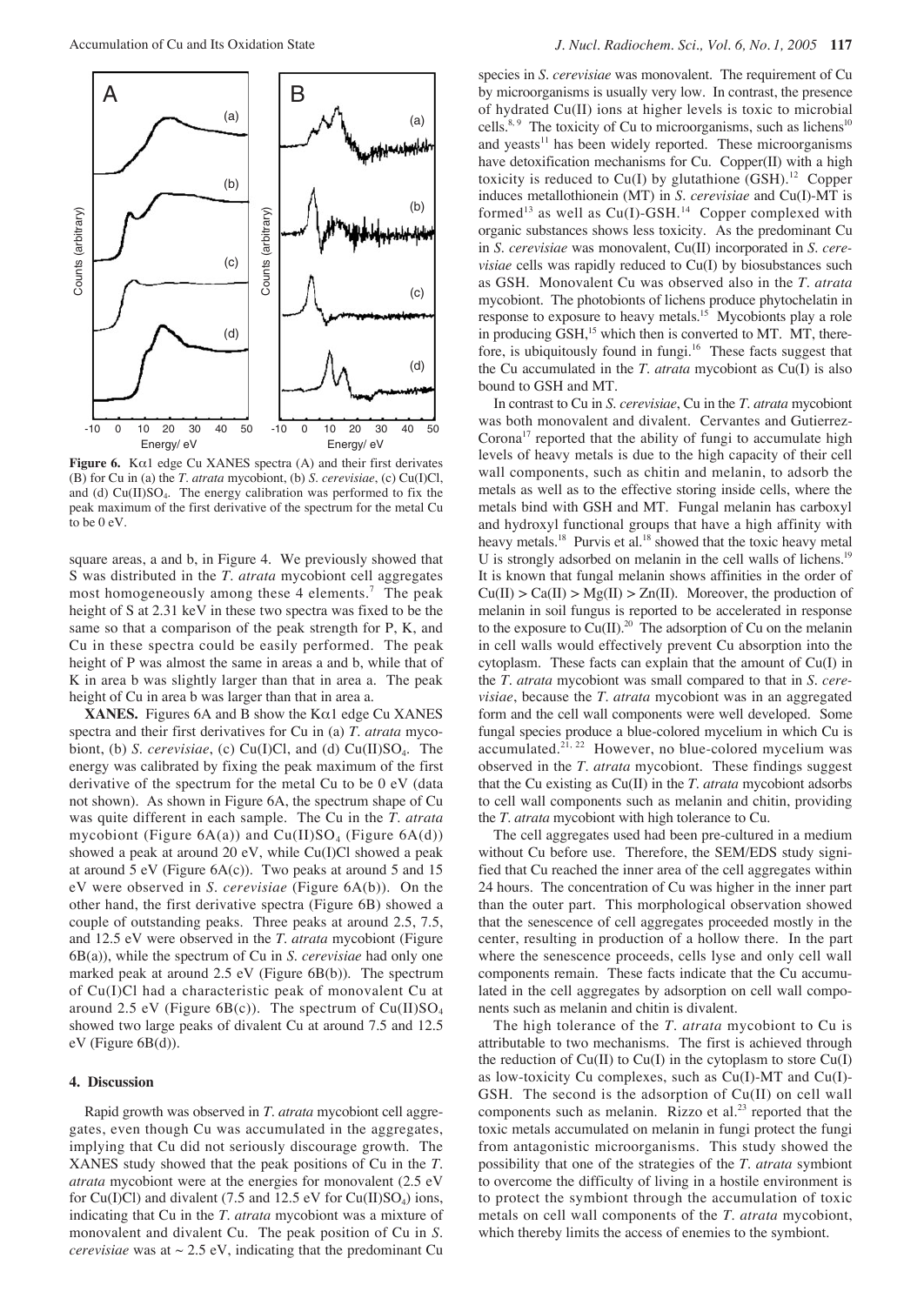Figure 6. Kα1 edge Cu XANES spectra (A) and their first derivates (B) for Cu in (a) the *T. atrata* mycobiont, (b) *S. cerevisiae*, (c) Cu(I)Cl, and (d) Cu(II)$SO_4$. The energy calibration was performed to fix the peak maximum of the first derivative of the spectrum for the metal Cu to be 0 eV.

square areas, a and b, in Figure 4. We previously showed that S was distributed in the *T. atrata* mycobiont cell aggregates most homogeneously among these 4 elements.[7] The peak height of S at 2.31 keV in these two spectra was fixed to be the same so that a comparison of the peak strength for P, K, and Cu in these spectra could be easily performed. The peak height of P was almost the same in areas a and b, while that of K in area b was slightly larger than that in area a. The peak height of Cu in area b was larger than that in area a.

**XANES.** Figures 6A and B show the Kα1 edge Cu XANES spectra and their first derivatives for Cu in (a) *T. atrata* mycobiont, (b) *S. cerevisiae*, (c) Cu(I)Cl, and (d) Cu(II)$SO_4$. The energy was calibrated by fixing the peak maximum of the first derivative of the spectrum for the metal Cu to be 0 eV (data not shown). As shown in Figure 6A, the spectrum shape of Cu was quite different in each sample. The Cu in the *T. atrata* mycobiont (Figure 6A(a)) and Cu(II)$SO_4$ (Figure 6A(d)) showed a peak at around 20 eV, while Cu(I)Cl showed a peak at around 5 eV (Figure 6A(c)). Two peaks at around 5 and 15 eV were observed in *S. cerevisiae* (Figure 6A(b)). On the other hand, the first derivative spectra (Figure 6B) showed a couple of outstanding peaks. Three peaks at around 2.5, 7.5, and 12.5 eV were observed in the *T. atrata* mycobiont (Figure 6B(a)), while the spectrum of Cu in *S. cerevisiae* had only one marked peak at around 2.5 eV (Figure 6B(b)). The spectrum of Cu(I)Cl had a characteristic peak of monovalent Cu at around 2.5 eV (Figure 6B(c)). The spectrum of Cu(II)$SO_4$ showed two large peaks of divalent Cu at around 7.5 and 12.5 eV (Figure 6B(d)).

## 4. Discussion

Rapid growth was observed in *T. atrata* mycobiont cell aggregates, even though Cu was accumulated in the aggregates, implying that Cu did not seriously discourage growth. The XANES study showed that the peak positions of Cu in the *T. atrata* mycobiont were at the energies for monovalent (2.5 eV for Cu(I)Cl) and divalent (7.5 and 12.5 eV for Cu(II)$SO_4$) ions, indicating that Cu in the *T. atrata* mycobiont was a mixture of monovalent and divalent Cu. The peak position of Cu in *S. cerevisiae* was at ~ 2.5 eV, indicating that the predominant Cu species in *S. cerevisiae* was monovalent. The requirement of Cu by microorganisms is usually very low. In contrast, the presence of hydrated Cu(II) ions at higher levels is toxic to microbial cells.[8, 9] The toxicity of Cu to microorganisms, such as lichens[10] and yeasts[11] has been widely reported. These microorganisms have detoxification mechanisms for Cu. Copper(II) with a high toxicity is reduced to Cu(I) by glutathione (GSH).[12] Copper induces metallothionein (MT) in *S. cerevisiae* and Cu(I)-MT is formed[13] as well as Cu(I)-GSH.[14] Copper complexed with organic substances shows less toxicity. As the predominant Cu in *S. cerevisiae* was monovalent, Cu(II) incorporated in *S. cerevisiae* cells was rapidly reduced to Cu(I) by biosubstances such as GSH. Monovalent Cu was observed also in the *T. atrata* mycobiont. The photobionts of lichens produce phytochelatin in response to exposure to heavy metals.[15] Mycobionts play a role in producing GSH,[15] which then is converted to MT. MT, therefore, is ubiquitously found in fungi.[16] These facts suggest that the Cu accumulated in the *T. atrata* mycobiont as Cu(I) is also bound to GSH and MT.

In contrast to Cu in *S. cerevisiae*, Cu in the *T. atrata* mycobiont was both monovalent and divalent. Cervantes and Gutierrez-Corona[17] reported that the ability of fungi to accumulate high levels of heavy metals is due to the high capacity of their cell wall components, such as chitin and melanin, to adsorb the metals as well as to the effective storing inside cells, where the metals bind with GSH and MT. Fungal melanin has carboxyl and hydroxyl functional groups that have a high affinity with heavy metals.[18] Purvis et al.[18] showed that the toxic heavy metal U is strongly adsorbed on melanin in the cell walls of lichens.[19] It is known that fungal melanin shows affinities in the order of Cu(II) > Ca(II) > Mg(II) > Zn(II). Moreover, the production of melanin in soil fungus is reported to be accelerated in response to the exposure to Cu(II).[20] The adsorption of Cu on the melanin in cell walls would effectively prevent Cu absorption into the cytoplasm. These facts can explain that the amount of Cu(I) in the *T. atrata* mycobiont was small compared to that in *S. cerevisiae*, because the *T. atrata* mycobiont was in an aggregated form and the cell wall components were well developed. Some fungal species produce a blue-colored mycelium in which Cu is accumulated.[21, 22] However, no blue-colored mycelium was observed in the *T. atrata* mycobiont. These findings suggest that the Cu existing as Cu(II) in the *T. atrata* mycobiont adsorbs to cell wall components such as melanin and chitin, providing the *T. atrata* mycobiont with high tolerance to Cu.

The cell aggregates used had been pre-cultured in a medium without Cu before use. Therefore, the SEM/EDS study signified that Cu reached the inner area of the cell aggregates within 24 hours. The concentration of Cu was higher in the inner part than the outer part. This morphological observation showed that the senescence of cell aggregates proceeded mostly in the center, resulting in production of a hollow there. In the part where the senescence proceeds, cells lyse and only cell wall components remain. These facts indicate that the Cu accumulated in the cell aggregates by adsorption on cell wall components such as melanin and chitin is divalent.

The high tolerance of the *T. atrata* mycobiont to Cu is attributable to two mechanisms. The first is achieved through the reduction of Cu(II) to Cu(I) in the cytoplasm to store Cu(I) as low-toxicity Cu complexes, such as Cu(I)-MT and Cu(I)-GSH. The second is the adsorption of Cu(II) on cell wall components such as melanin. Rizzo et al.[23] reported that the toxic metals accumulated on melanin in fungi protect the fungi from antagonistic microorganisms. This study showed the possibility that one of the strategies of the *T. atrata* symbiont to overcome the difficulty of living in a hostile environment is to protect the symbiont through the accumulation of toxic metals on cell wall components of the *T. atrata* mycobiont, which thereby limits the access of enemies to the symbiont.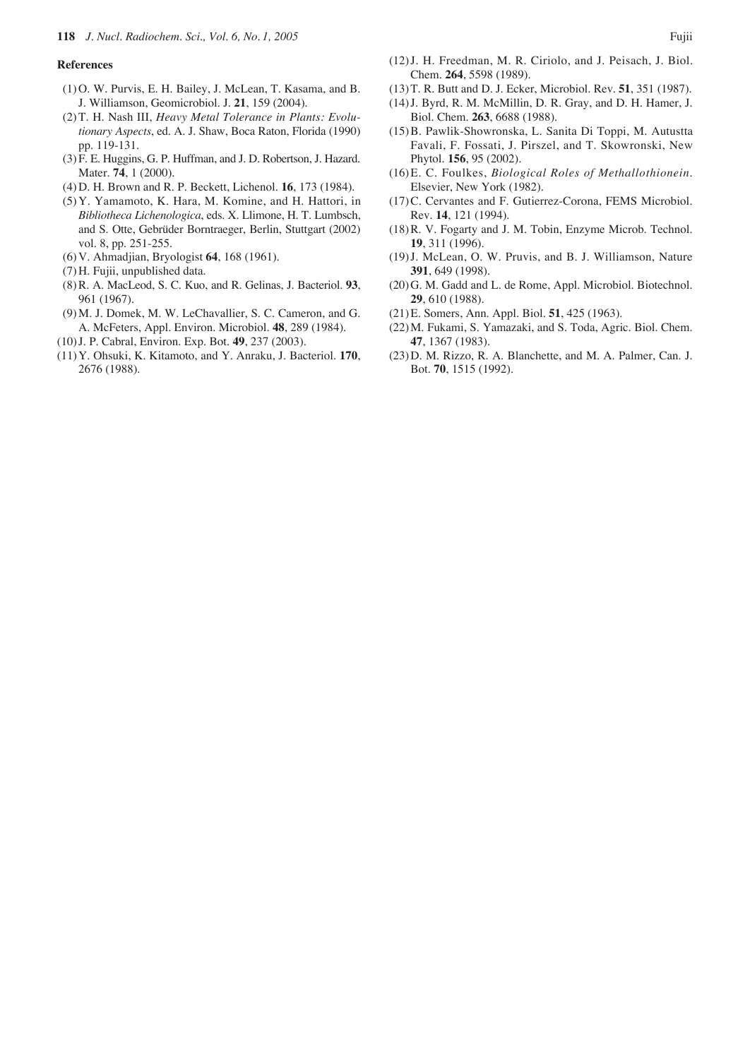## References

(1) O. W. Purvis, E. H. Bailey, J. McLean, T. Kasama, and B. J. Williamson, Geomicrobiol. J. **21**, 159 (2004).

(2) T. H. Nash III, *Heavy Metal Tolerance in Plants: Evolutionary Aspects*, ed. A. J. Shaw, Boca Raton, Florida (1990) pp. 119-131.

(3) F. E. Huggins, G. P. Huffman, and J. D. Robertson, J. Hazard. Mater. **74**, 1 (2000).

(4) D. H. Brown and R. P. Beckett, Lichenol. **16**, 173 (1984).

(5) Y. Yamamoto, K. Hara, M. Komine, and H. Hattori, in *Bibliotheca Lichenologica*, eds. X. Llimone, H. T. Lumbsch, and S. Otte, Gebrüder Borntraeger, Berlin, Stuttgart (2002) vol. 8, pp. 251-255.

(6) V. Ahmadjian, Bryologist **64**, 168 (1961).

(7) H. Fujii, unpublished data.

(8) R. A. MacLeod, S. C. Kuo, and R. Gelinas, J. Bacteriol. **93**, 961 (1967).

(9) M. J. Domek, M. W. LeChavallier, S. C. Cameron, and G. A. McFeters, Appl. Environ. Microbiol. **48**, 289 (1984).

(10) J. P. Cabral, Environ. Exp. Bot. **49**, 237 (2003).

(11) Y. Ohsuki, K. Kitamoto, and Y. Anraku, J. Bacteriol. **170**, 2676 (1988).

(12) J. H. Freedman, M. R. Ciriolo, and J. Peisach, J. Biol. Chem. **264**, 5598 (1989).

(13) T. R. Butt and D. J. Ecker, Microbiol. Rev. **51**, 351 (1987).

(14) J. Byrd, R. M. McMillin, D. R. Gray, and D. H. Hamer, J. Biol. Chem. **263**, 6688 (1988).

(15) B. Pawlik-Showronska, L. Sanita Di Toppi, M. Autustta Favali, F. Fossati, J. Pirszel, and T. Skowronski, New Phytol. **156**, 95 (2002).

(16) E. C. Foulkes, *Biological Roles of Methallothionein*. Elsevier, New York (1982).

(17) C. Cervantes and F. Gutierrez-Corona, FEMS Microbiol. Rev. **14**, 121 (1994).

(18) R. V. Fogarty and J. M. Tobin, Enzyme Microb. Technol. **19**, 311 (1996).

(19) J. McLean, O. W. Pruvis, and B. J. Williamson, Nature **391**, 649 (1998).

(20) G. M. Gadd and L. de Rome, Appl. Microbiol. Biotechnol. **29**, 610 (1988).

(21) E. Somers, Ann. Appl. Biol. **51**, 425 (1963).

(22) M. Fukami, S. Yamazaki, and S. Toda, Agric. Biol. Chem. **47**, 1367 (1983).

(23) D. M. Rizzo, R. A. Blanchette, and M. A. Palmer, Can. J. Bot. **70**, 1515 (1992).